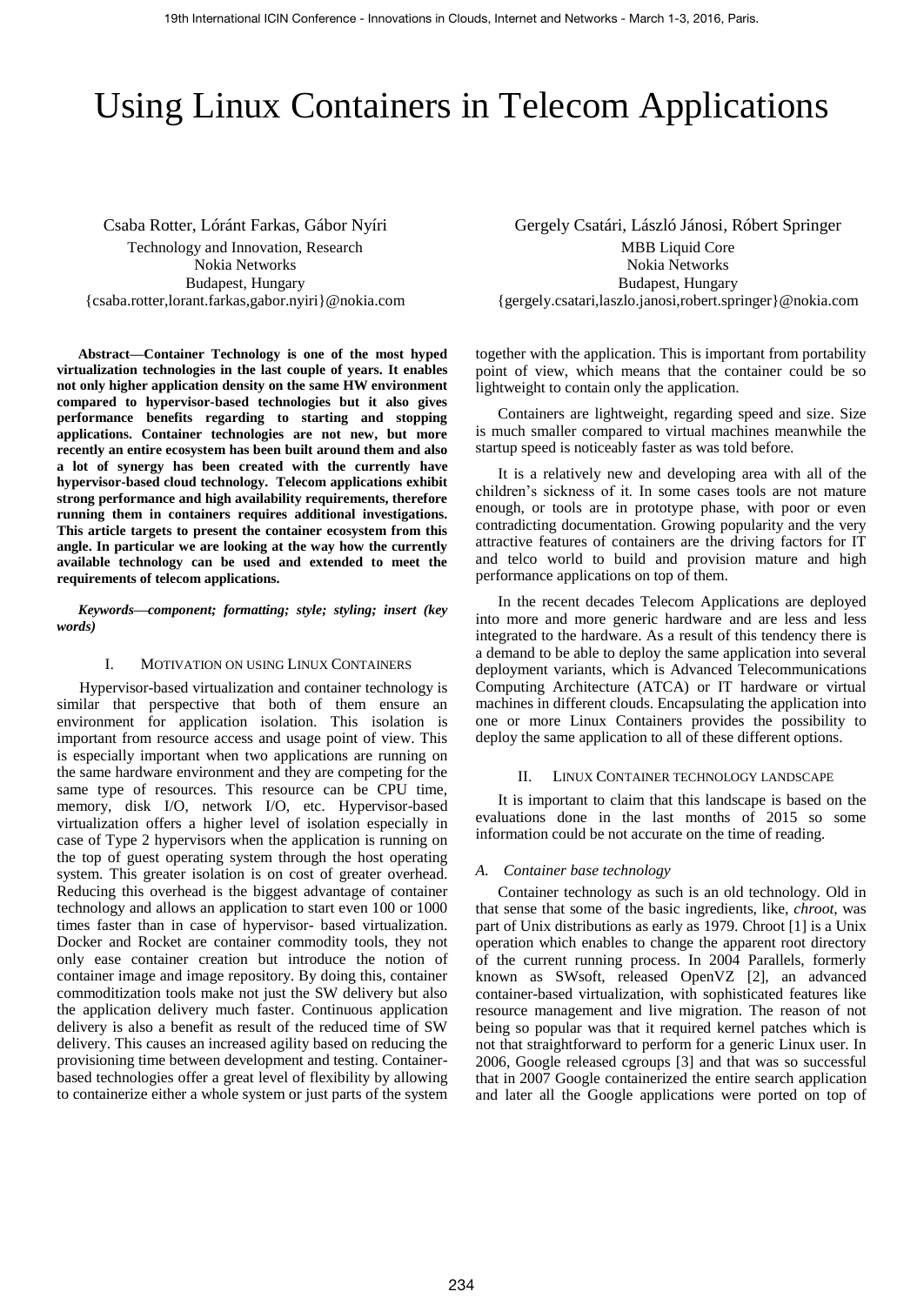# Using Linux Containers in Telecom Applications

Csaba Rotter, Lóránt Farkas, Gábor Nyíri
Technology and Innovation, Research
Nokia Networks
Budapest, Hungary
{csaba.rotter,lorant.farkas,gabor.nyiri}@nokia.com

Gergely Csatári, László Jánosi, Róbert Springer
MBB Liquid Core
Nokia Networks
Budapest, Hungary
{gergely.csatari,laszlo.janosi,robert.springer}@nokia.com

**Abstract—Container Technology is one of the most hyped virtualization technologies in the last couple of years. It enables not only higher application density on the same HW environment compared to hypervisor-based technologies but it also gives performance benefits regarding to starting and stopping applications. Container technologies are not new, but more recently an entire ecosystem has been built around them and also a lot of synergy has been created with the currently have hypervisor-based cloud technology. Telecom applications exhibit strong performance and high availability requirements, therefore running them in containers requires additional investigations. This article targets to present the container ecosystem from this angle. In particular we are looking at the way how the currently available technology can be used and extended to meet the requirements of telecom applications.**

***Keywords—component; formatting; style; styling; insert (key words)***

## I. Motivation on using Linux Containers

Hypervisor-based virtualization and container technology is similar that perspective that both of them ensure an environment for application isolation. This isolation is important from resource access and usage point of view. This is especially important when two applications are running on the same hardware environment and they are competing for the same type of resources. This resource can be CPU time, memory, disk I/O, network I/O, etc. Hypervisor-based virtualization offers a higher level of isolation especially in case of Type 2 hypervisors when the application is running on the top of guest operating system through the host operating system. This greater isolation is on cost of greater overhead. Reducing this overhead is the biggest advantage of container technology and allows an application to start even 100 or 1000 times faster than in case of hypervisor- based virtualization. Docker and Rocket are container commodity tools, they not only ease container creation but introduce the notion of container image and image repository. By doing this, container commoditization tools make not just the SW delivery but also the application delivery much faster. Continuous application delivery is also a benefit as result of the reduced time of SW delivery. This causes an increased agility based on reducing the provisioning time between development and testing. Container-based technologies offer a great level of flexibility by allowing to containerize either a whole system or just parts of the system together with the application. This is important from portability point of view, which means that the container could be so lightweight to contain only the application.

Containers are lightweight, regarding speed and size. Size is much smaller compared to virtual machines meanwhile the startup speed is noticeably faster as was told before.

It is a relatively new and developing area with all of the children's sickness of it. In some cases tools are not mature enough, or tools are in prototype phase, with poor or even contradicting documentation. Growing popularity and the very attractive features of containers are the driving factors for IT and telco world to build and provision mature and high performance applications on top of them.

In the recent decades Telecom Applications are deployed into more and more generic hardware and are less and less integrated to the hardware. As a result of this tendency there is a demand to be able to deploy the same application into several deployment variants, which is Advanced Telecommunications Computing Architecture (ATCA) or IT hardware or virtual machines in different clouds. Encapsulating the application into one or more Linux Containers provides the possibility to deploy the same application to all of these different options.

## II. Linux Container technology landscape

It is important to claim that this landscape is based on the evaluations done in the last months of 2015 so some information could be not accurate on the time of reading.

### A. Container base technology

Container technology as such is an old technology. Old in that sense that some of the basic ingredients, like, *chroot*, was part of Unix distributions as early as 1979. Chroot [1] is a Unix operation which enables to change the apparent root directory of the current running process. In 2004 Parallels, formerly known as SWsoft, released OpenVZ [2], an advanced container-based virtualization, with sophisticated features like resource management and live migration. The reason of not being so popular was that it required kernel patches which is not that straightforward to perform for a generic Linux user. In 2006, Google released cgroups [3] and that was so successful that in 2007 Google containerized the entire search application and later all the Google applications were ported on top of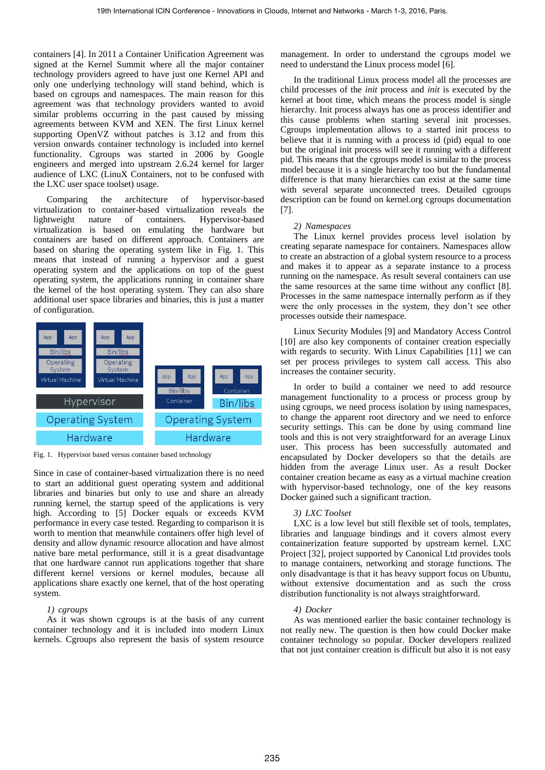containers [4]. In 2011 a Container Unification Agreement was signed at the Kernel Summit where all the major container technology providers agreed to have just one Kernel API and only one underlying technology will stand behind, which is based on cgroups and namespaces. The main reason for this agreement was that technology providers wanted to avoid similar problems occurring in the past caused by missing agreements between KVM and XEN. The first Linux kernel supporting OpenVZ without patches is 3.12 and from this version onwards container technology is included into kernel functionality. Cgroups was started in 2006 by Google engineers and merged into upstream 2.6.24 kernel for larger audience of LXC (LinuX Containers, not to be confused with the LXC user space toolset) usage.

Comparing the architecture of hypervisor-based virtualization to container-based virtualization reveals the lightweight nature of containers. Hypervisor-based virtualization is based on emulating the hardware but containers are based on different approach. Containers are based on sharing the operating system like in Fig. 1. This means that instead of running a hypervisor and a guest operating system and the applications on top of the guest operating system, the applications running in container share the kernel of the host operating system. They can also share additional user space libraries and binaries, this is just a matter of configuration.

Fig. 1. Hypervisor based versus container based technology

Since in case of container-based virtualization there is no need to start an additional guest operating system and additional libraries and binaries but only to use and share an already running kernel, the startup speed of the applications is very high. According to [5] Docker equals or exceeds KVM performance in every case tested. Regarding to comparison it is worth to mention that meanwhile containers offer high level of density and allow dynamic resource allocation and have almost native bare metal performance, still it is a great disadvantage that one hardware cannot run applications together that share different kernel versions or kernel modules, because all applications share exactly one kernel, that of the host operating system.

*1) cgroups*

As it was shown cgroups is at the basis of any current container technology and it is included into modern Linux kernels. Cgroups also represent the basis of system resource management. In order to understand the cgroups model we need to understand the Linux process model [6].

In the traditional Linux process model all the processes are child processes of the *init* process and *init* is executed by the kernel at boot time, which means the process model is single hierarchy. Init process always has one as process identifier and this cause problems when starting several init processes. Cgroups implementation allows to a started init process to believe that it is running with a process id (pid) equal to one but the original init process will see it running with a different pid. This means that the cgroups model is similar to the process model because it is a single hierarchy too but the fundamental difference is that many hierarchies can exist at the same time with several separate unconnected trees. Detailed cgroups description can be found on kernel.org cgroups documentation [7].

*2) Namespaces*

The Linux kernel provides process level isolation by creating separate namespace for containers. Namespaces allow to create an abstraction of a global system resource to a process and makes it to appear as a separate instance to a process running on the namespace. As result several containers can use the same resources at the same time without any conflict [8]. Processes in the same namespace internally perform as if they were the only processes in the system, they don't see other processes outside their namespace.

Linux Security Modules [9] and Mandatory Access Control [10] are also key components of container creation especially with regards to security. With Linux Capabilities [11] we can set per process privileges to system call access. This also increases the container security.

In order to build a container we need to add resource management functionality to a process or process group by using cgroups, we need process isolation by using namespaces, to change the apparent root directory and we need to enforce security settings. This can be done by using command line tools and this is not very straightforward for an average Linux user. This process has been successfully automated and encapsulated by Docker developers so that the details are hidden from the average Linux user. As a result Docker container creation became as easy as a virtual machine creation with hypervisor-based technology, one of the key reasons Docker gained such a significant traction.

*3) LXC Toolset*

LXC is a low level but still flexible set of tools, templates, libraries and language bindings and it covers almost every containerization feature supported by upstream kernel. LXC Project [32], project supported by Canonical Ltd provides tools to manage containers, networking and storage functions. The only disadvantage is that it has heavy support focus on Ubuntu, without extensive documentation and as such the cross distribution functionality is not always straightforward.

*4) Docker*

As was mentioned earlier the basic container technology is not really new. The question is then how could Docker make container technology so popular. Docker developers realized that not just container creation is difficult but also it is not easy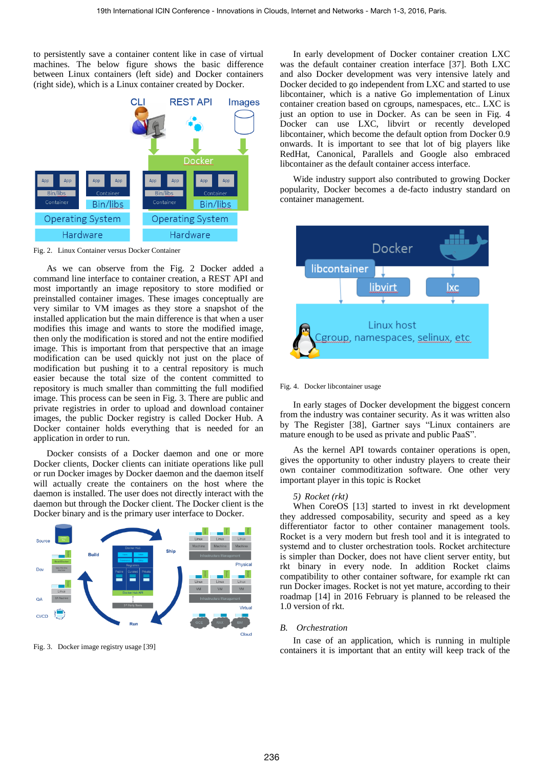to persistently save a container content like in case of virtual machines. The below figure shows the basic difference between Linux containers (left side) and Docker containers (right side), which is a Linux container created by Docker.

Fig. 2. Linux Container versus Docker Container

As we can observe from the Fig. 2 Docker added a command line interface to container creation, a REST API and most importantly an image repository to store modified or preinstalled container images. These images conceptually are very similar to VM images as they store a snapshot of the installed application but the main difference is that when a user modifies this image and wants to store the modified image, then only the modification is stored and not the entire modified image. This is important from that perspective that an image modification can be used quickly not just on the place of modification but pushing it to a central repository is much easier because the total size of the content committed to repository is much smaller than committing the full modified image. This process can be seen in Fig. 3. There are public and private registries in order to upload and download container images, the public Docker registry is called Docker Hub. A Docker container holds everything that is needed for an application in order to run.

Docker consists of a Docker daemon and one or more Docker clients, Docker clients can initiate operations like pull or run Docker images by Docker daemon and the daemon itself will actually create the containers on the host where the daemon is installed. The user does not directly interact with the daemon but through the Docker client. The Docker client is the Docker binary and is the primary user interface to Docker.

Fig. 3. Docker image registry usage [39]

In early development of Docker container creation LXC was the default container creation interface [37]. Both LXC and also Docker development was very intensive lately and Docker decided to go independent from LXC and started to use libcontainer, which is a native Go implementation of Linux container creation based on cgroups, namespaces, etc.. LXC is just an option to use in Docker. As can be seen in Fig. 4 Docker can use LXC, libvirt or recently developed libcontainer, which become the default option from Docker 0.9 onwards. It is important to see that lot of big players like RedHat, Canonical, Parallels and Google also embraced libcontainer as the default container access interface.

Wide industry support also contributed to growing Docker popularity, Docker becomes a de-facto industry standard on container management.

Fig. 4. Docker libcontainer usage

In early stages of Docker development the biggest concern from the industry was container security. As it was written also by The Register [38], Gartner says "Linux containers are mature enough to be used as private and public PaaS".

As the kernel API towards container operations is open, gives the opportunity to other industry players to create their own container commoditization software. One other very important player in this topic is Rocket

*5) Rocket (rkt)*

When CoreOS [13] started to invest in rkt development they addressed composability, security and speed as a key differentiator factor to other container management tools. Rocket is a very modern but fresh tool and it is integrated to systemd and to cluster orchestration tools. Rocket architecture is simpler than Docker, does not have client server entity, but rkt binary in every node. In addition Rocket claims compatibility to other container software, for example rkt can run Docker images. Rocket is not yet mature, according to their roadmap [14] in 2016 February is planned to be released the 1.0 version of rkt.

### B. *Orchestration*

In case of an application, which is running in multiple containers it is important that an entity will keep track of the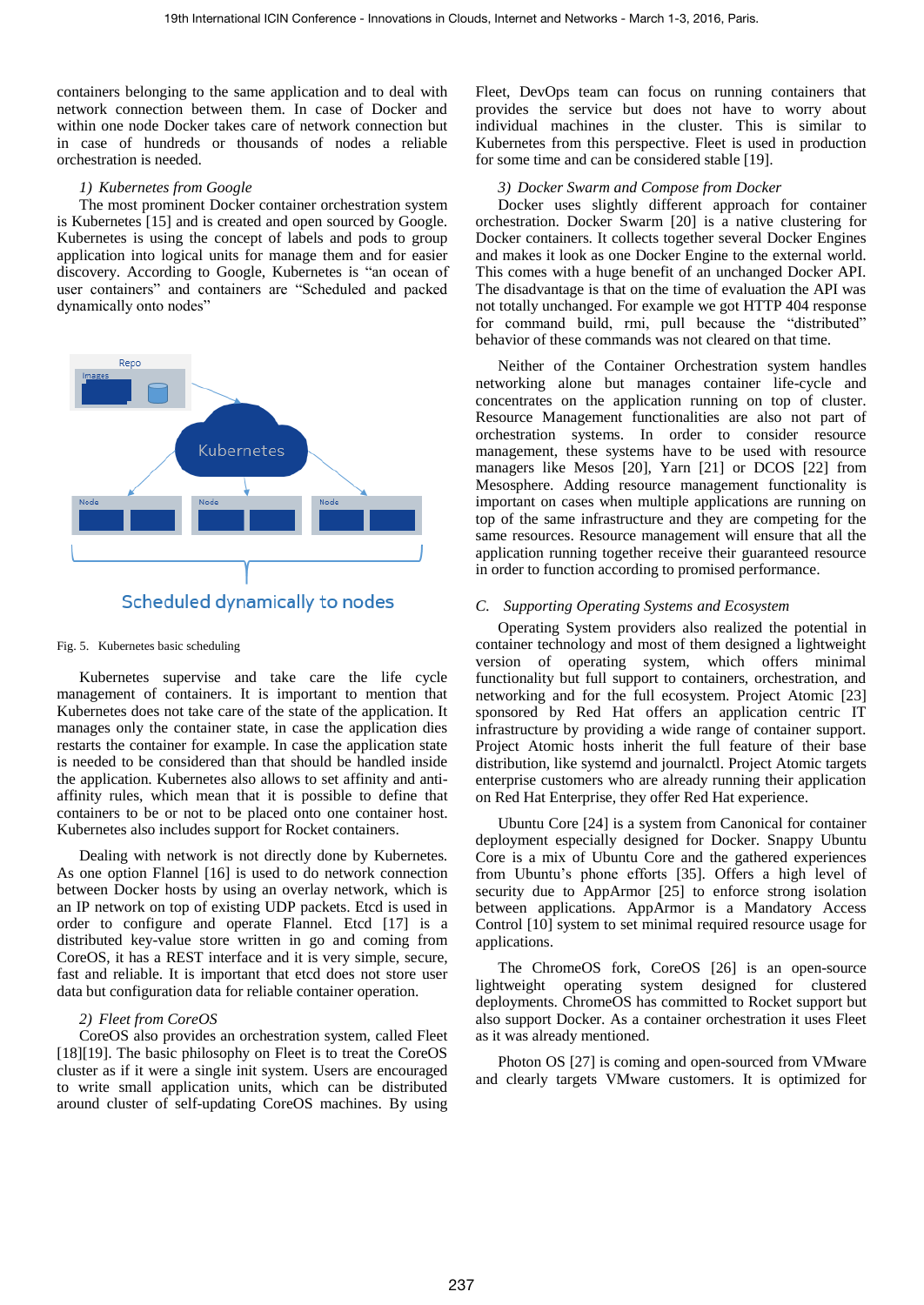containers belonging to the same application and to deal with network connection between them. In case of Docker and within one node Docker takes care of network connection but in case of hundreds or thousands of nodes a reliable orchestration is needed.

#### *1) Kubernetes from Google*

The most prominent Docker container orchestration system is Kubernetes [15] and is created and open sourced by Google. Kubernetes is using the concept of labels and pods to group application into logical units for manage them and for easier discovery. According to Google, Kubernetes is "an ocean of user containers" and containers are "Scheduled and packed dynamically onto nodes"

Fig. 5. Kubernetes basic scheduling

Kubernetes supervise and take care the life cycle management of containers. It is important to mention that Kubernetes does not take care of the state of the application. It manages only the container state, in case the application dies restarts the container for example. In case the application state is needed to be considered than that should be handled inside the application. Kubernetes also allows to set affinity and anti-affinity rules, which mean that it is possible to define that containers to be or not to be placed onto one container host. Kubernetes also includes support for Rocket containers.

Dealing with network is not directly done by Kubernetes. As one option Flannel [16] is used to do network connection between Docker hosts by using an overlay network, which is an IP network on top of existing UDP packets. Etcd is used in order to configure and operate Flannel. Etcd [17] is a distributed key-value store written in go and coming from CoreOS, it has a REST interface and it is very simple, secure, fast and reliable. It is important that etcd does not store user data but configuration data for reliable container operation.

#### *2) Fleet from CoreOS*

CoreOS also provides an orchestration system, called Fleet [18][19]. The basic philosophy on Fleet is to treat the CoreOS cluster as if it were a single init system. Users are encouraged to write small application units, which can be distributed around cluster of self-updating CoreOS machines. By using Fleet, DevOps team can focus on running containers that provides the service but does not have to worry about individual machines in the cluster. This is similar to Kubernetes from this perspective. Fleet is used in production for some time and can be considered stable [19].

#### *3) Docker Swarm and Compose from Docker*

Docker uses slightly different approach for container orchestration. Docker Swarm [20] is a native clustering for Docker containers. It collects together several Docker Engines and makes it look as one Docker Engine to the external world. This comes with a huge benefit of an unchanged Docker API. The disadvantage is that on the time of evaluation the API was not totally unchanged. For example we got HTTP 404 response for command build, rmi, pull because the "distributed" behavior of these commands was not cleared on that time.

Neither of the Container Orchestration system handles networking alone but manages container life-cycle and concentrates on the application running on top of cluster. Resource Management functionalities are also not part of orchestration systems. In order to consider resource management, these systems have to be used with resource managers like Mesos [20], Yarn [21] or DCOS [22] from Mesosphere. Adding resource management functionality is important on cases when multiple applications are running on top of the same infrastructure and they are competing for the same resources. Resource management will ensure that all the application running together receive their guaranteed resource in order to function according to promised performance.

### *C. Supporting Operating Systems and Ecosystem*

Operating System providers also realized the potential in container technology and most of them designed a lightweight version of operating system, which offers minimal functionality but full support to containers, orchestration, and networking and for the full ecosystem. Project Atomic [23] sponsored by Red Hat offers an application centric IT infrastructure by providing a wide range of container support. Project Atomic hosts inherit the full feature of their base distribution, like systemd and journalctl. Project Atomic targets enterprise customers who are already running their application on Red Hat Enterprise, they offer Red Hat experience.

Ubuntu Core [24] is a system from Canonical for container deployment especially designed for Docker. Snappy Ubuntu Core is a mix of Ubuntu Core and the gathered experiences from Ubuntu's phone efforts [35]. Offers a high level of security due to AppArmor [25] to enforce strong isolation between applications. AppArmor is a Mandatory Access Control [10] system to set minimal required resource usage for applications.

The ChromeOS fork, CoreOS [26] is an open-source lightweight operating system designed for clustered deployments. ChromeOS has committed to Rocket support but also support Docker. As a container orchestration it uses Fleet as it was already mentioned.

Photon OS [27] is coming and open-sourced from VMware and clearly targets VMware customers. It is optimized for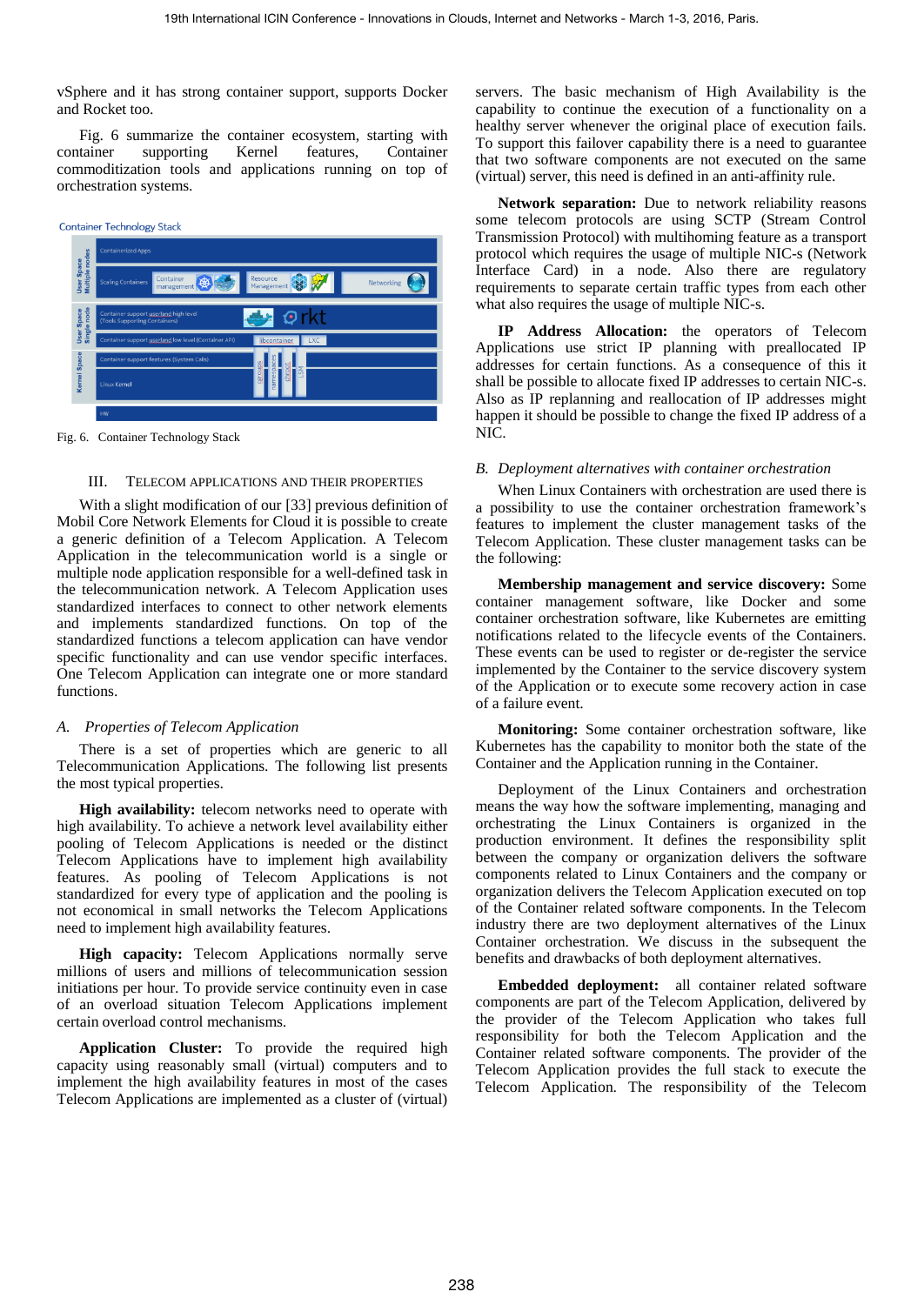vSphere and it has strong container support, supports Docker and Rocket too.

Fig. 6 summarize the container ecosystem, starting with container supporting Kernel features, Container commoditization tools and applications running on top of orchestration systems.

Fig. 6. Container Technology Stack

## III. Telecom Applications and Their Properties

With a slight modification of our [33] previous definition of Mobil Core Network Elements for Cloud it is possible to create a generic definition of a Telecom Application. A Telecom Application in the telecommunication world is a single or multiple node application responsible for a well-defined task in the telecommunication network. A Telecom Application uses standardized interfaces to connect to other network elements and implements standardized functions. On top of the standardized functions a telecom application can have vendor specific functionality and can use vendor specific interfaces. One Telecom Application can integrate one or more standard functions.

### *A. Properties of Telecom Application*

There is a set of properties which are generic to all Telecommunication Applications. The following list presents the most typical properties.

**High availability:** telecom networks need to operate with high availability. To achieve a network level availability either pooling of Telecom Applications is needed or the distinct Telecom Applications have to implement high availability features. As pooling of Telecom Applications is not standardized for every type of application and the pooling is not economical in small networks the Telecom Applications need to implement high availability features.

**High capacity:** Telecom Applications normally serve millions of users and millions of telecommunication session initiations per hour. To provide service continuity even in case of an overload situation Telecom Applications implement certain overload control mechanisms.

**Application Cluster:** To provide the required high capacity using reasonably small (virtual) computers and to implement the high availability features in most of the cases Telecom Applications are implemented as a cluster of (virtual) servers. The basic mechanism of High Availability is the capability to continue the execution of a functionality on a healthy server whenever the original place of execution fails. To support this failover capability there is a need to guarantee that two software components are not executed on the same (virtual) server, this need is defined in an anti-affinity rule.

**Network separation:** Due to network reliability reasons some telecom protocols are using SCTP (Stream Control Transmission Protocol) with multihoming feature as a transport protocol which requires the usage of multiple NIC-s (Network Interface Card) in a node. Also there are regulatory requirements to separate certain traffic types from each other what also requires the usage of multiple NIC-s.

**IP Address Allocation:** the operators of Telecom Applications use strict IP planning with preallocated IP addresses for certain functions. As a consequence of this it shall be possible to allocate fixed IP addresses to certain NIC-s. Also as IP replanning and reallocation of IP addresses might happen it should be possible to change the fixed IP address of a NIC.

### *B. Deployment alternatives with container orchestration*

When Linux Containers with orchestration are used there is a possibility to use the container orchestration framework's features to implement the cluster management tasks of the Telecom Application. These cluster management tasks can be the following:

**Membership management and service discovery:** Some container management software, like Docker and some container orchestration software, like Kubernetes are emitting notifications related to the lifecycle events of the Containers. These events can be used to register or de-register the service implemented by the Container to the service discovery system of the Application or to execute some recovery action in case of a failure event.

**Monitoring:** Some container orchestration software, like Kubernetes has the capability to monitor both the state of the Container and the Application running in the Container.

Deployment of the Linux Containers and orchestration means the way how the software implementing, managing and orchestrating the Linux Containers is organized in the production environment. It defines the responsibility split between the company or organization delivers the software components related to Linux Containers and the company or organization delivers the Telecom Application executed on top of the Container related software components. In the Telecom industry there are two deployment alternatives of the Linux Container orchestration. We discuss in the subsequent the benefits and drawbacks of both deployment alternatives.

**Embedded deployment:** all container related software components are part of the Telecom Application, delivered by the provider of the Telecom Application who takes full responsibility for both the Telecom Application and the Container related software components. The provider of the Telecom Application provides the full stack to execute the Telecom Application. The responsibility of the Telecom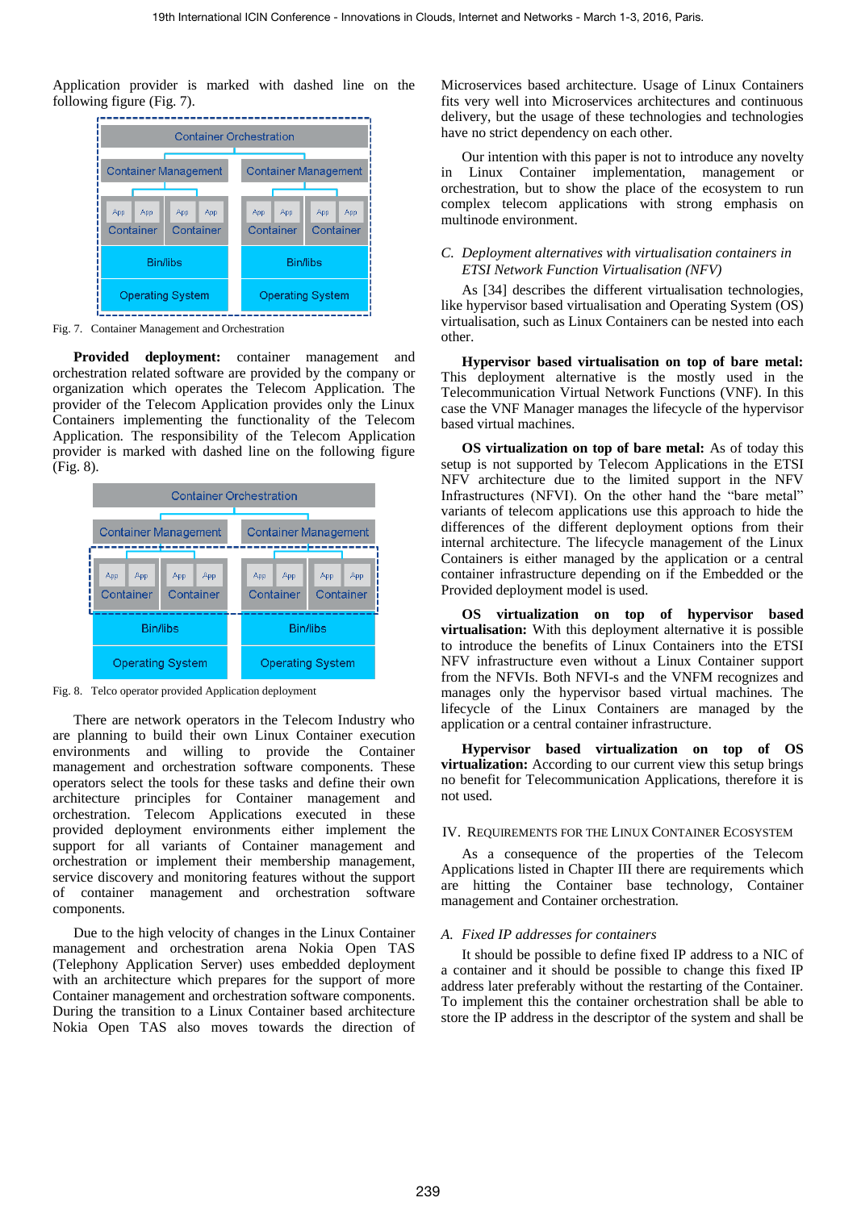Application provider is marked with dashed line on the following figure (Fig. 7).

Fig. 7. Container Management and Orchestration

**Provided deployment:** container management and orchestration related software are provided by the company or organization which operates the Telecom Application. The provider of the Telecom Application provides only the Linux Containers implementing the functionality of the Telecom Application. The responsibility of the Telecom Application provider is marked with dashed line on the following figure (Fig. 8).

Fig. 8. Telco operator provided Application deployment

There are network operators in the Telecom Industry who are planning to build their own Linux Container execution environments and willing to provide the Container management and orchestration software components. These operators select the tools for these tasks and define their own architecture principles for Container management and orchestration. Telecom Applications executed in these provided deployment environments either implement the support for all variants of Container management and orchestration or implement their membership management, service discovery and monitoring features without the support of container management and orchestration software components.

Due to the high velocity of changes in the Linux Container management and orchestration arena Nokia Open TAS (Telephony Application Server) uses embedded deployment with an architecture which prepares for the support of more Container management and orchestration software components. During the transition to a Linux Container based architecture Nokia Open TAS also moves towards the direction of Microservices based architecture. Usage of Linux Containers fits very well into Microservices architectures and continuous delivery, but the usage of these technologies and technologies have no strict dependency on each other.

Our intention with this paper is not to introduce any novelty in Linux Container implementation, management or orchestration, but to show the place of the ecosystem to run complex telecom applications with strong emphasis on multinode environment.

### C. Deployment alternatives with virtualisation containers in ETSI Network Function Virtualisation (NFV)

As [34] describes the different virtualisation technologies, like hypervisor based virtualisation and Operating System (OS) virtualisation, such as Linux Containers can be nested into each other.

**Hypervisor based virtualisation on top of bare metal:** This deployment alternative is the mostly used in the Telecommunication Virtual Network Functions (VNF). In this case the VNF Manager manages the lifecycle of the hypervisor based virtual machines.

**OS virtualization on top of bare metal:** As of today this setup is not supported by Telecom Applications in the ETSI NFV architecture due to the limited support in the NFV Infrastructures (NFVI). On the other hand the "bare metal" variants of telecom applications use this approach to hide the differences of the different deployment options from their internal architecture. The lifecycle management of the Linux Containers is either managed by the application or a central container infrastructure depending on if the Embedded or the Provided deployment model is used.

**OS virtualization on top of hypervisor based virtualisation:** With this deployment alternative it is possible to introduce the benefits of Linux Containers into the ETSI NFV infrastructure even without a Linux Container support from the NFVIs. Both NFVI-s and the VNFM recognizes and manages only the hypervisor based virtual machines. The lifecycle of the Linux Containers are managed by the application or a central container infrastructure.

**Hypervisor based virtualization on top of OS virtualization:** According to our current view this setup brings no benefit for Telecommunication Applications, therefore it is not used.

## IV. Requirements for the Linux Container Ecosystem

As a consequence of the properties of the Telecom Applications listed in Chapter III there are requirements which are hitting the Container base technology, Container management and Container orchestration.

### A. Fixed IP addresses for containers

It should be possible to define fixed IP address to a NIC of a container and it should be possible to change this fixed IP address later preferably without the restarting of the Container. To implement this the container orchestration shall be able to store the IP address in the descriptor of the system and shall be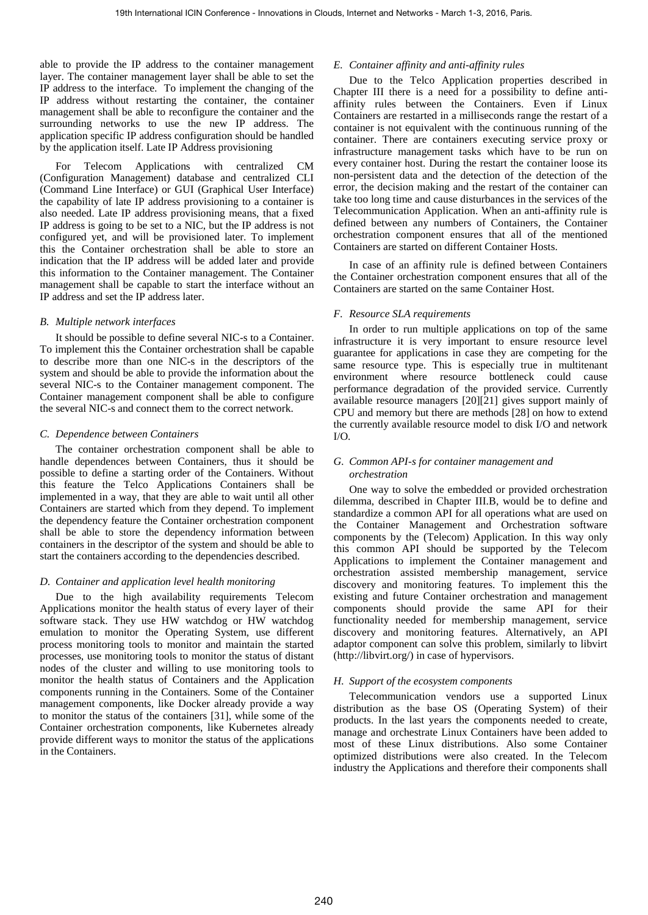able to provide the IP address to the container management layer. The container management layer shall be able to set the IP address to the interface. To implement the changing of the IP address without restarting the container, the container management shall be able to reconfigure the container and the surrounding networks to use the new IP address. The application specific IP address configuration should be handled by the application itself. Late IP Address provisioning

For Telecom Applications with centralized CM (Configuration Management) database and centralized CLI (Command Line Interface) or GUI (Graphical User Interface) the capability of late IP address provisioning to a container is also needed. Late IP address provisioning means, that a fixed IP address is going to be set to a NIC, but the IP address is not configured yet, and will be provisioned later. To implement this the Container orchestration shall be able to store an indication that the IP address will be added later and provide this information to the Container management. The Container management shall be capable to start the interface without an IP address and set the IP address later.

### *B. Multiple network interfaces*

It should be possible to define several NIC-s to a Container. To implement this the Container orchestration shall be capable to describe more than one NIC-s in the descriptors of the system and should be able to provide the information about the several NIC-s to the Container management component. The Container management component shall be able to configure the several NIC-s and connect them to the correct network.

### *C. Dependence between Containers*

The container orchestration component shall be able to handle dependences between Containers, thus it should be possible to define a starting order of the Containers. Without this feature the Telco Applications Containers shall be implemented in a way, that they are able to wait until all other Containers are started which from they depend. To implement the dependency feature the Container orchestration component shall be able to store the dependency information between containers in the descriptor of the system and should be able to start the containers according to the dependencies described.

### *D. Container and application level health monitoring*

Due to the high availability requirements Telecom Applications monitor the health status of every layer of their software stack. They use HW watchdog or HW watchdog emulation to monitor the Operating System, use different process monitoring tools to monitor and maintain the started processes, use monitoring tools to monitor the status of distant nodes of the cluster and willing to use monitoring tools to monitor the health status of Containers and the Application components running in the Containers. Some of the Container management components, like Docker already provide a way to monitor the status of the containers [31], while some of the Container orchestration components, like Kubernetes already provide different ways to monitor the status of the applications in the Containers.

### *E. Container affinity and anti-affinity rules*

Due to the Telco Application properties described in Chapter III there is a need for a possibility to define anti-affinity rules between the Containers. Even if Linux Containers are restarted in a milliseconds range the restart of a container is not equivalent with the continuous running of the container. There are containers executing service proxy or infrastructure management tasks which have to be run on every container host. During the restart the container loose its non-persistent data and the detection of the detection of the error, the decision making and the restart of the container can take too long time and cause disturbances in the services of the Telecommunication Application. When an anti-affinity rule is defined between any numbers of Containers, the Container orchestration component ensures that all of the mentioned Containers are started on different Container Hosts.

In case of an affinity rule is defined between Containers the Container orchestration component ensures that all of the Containers are started on the same Container Host.

### *F. Resource SLA requirements*

In order to run multiple applications on top of the same infrastructure it is very important to ensure resource level guarantee for applications in case they are competing for the same resource type. This is especially true in multitenant environment where resource bottleneck could cause performance degradation of the provided service. Currently available resource managers [20][21] gives support mainly of CPU and memory but there are methods [28] on how to extend the currently available resource model to disk I/O and network I/O.

### *G. Common API-s for container management and orchestration*

One way to solve the embedded or provided orchestration dilemma, described in Chapter III.B, would be to define and standardize a common API for all operations what are used on the Container Management and Orchestration software components by the (Telecom) Application. In this way only this common API should be supported by the Telecom Applications to implement the Container management and orchestration assisted membership management, service discovery and monitoring features. To implement this the existing and future Container orchestration and management components should provide the same API for their functionality needed for membership management, service discovery and monitoring features. Alternatively, an API adaptor component can solve this problem, similarly to libvirt (http://libvirt.org/) in case of hypervisors.

### *H. Support of the ecosystem components*

Telecommunication vendors use a supported Linux distribution as the base OS (Operating System) of their products. In the last years the components needed to create, manage and orchestrate Linux Containers have been added to most of these Linux distributions. Also some Container optimized distributions were also created. In the Telecom industry the Applications and therefore their components shall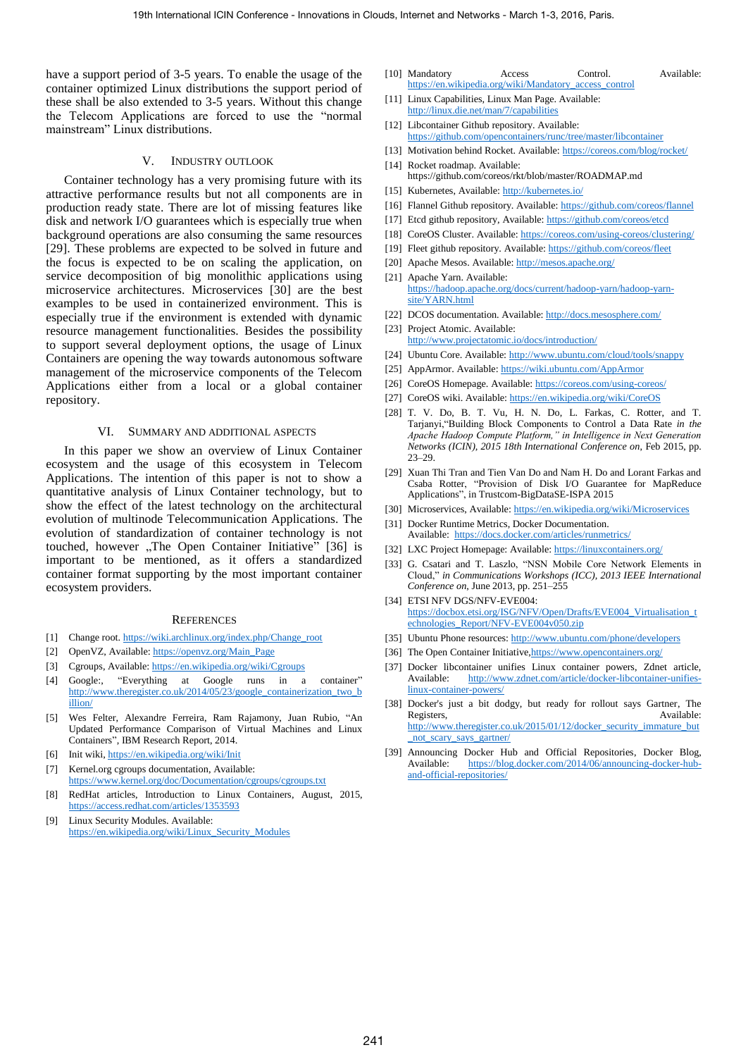have a support period of 3-5 years. To enable the usage of the container optimized Linux distributions the support period of these shall be also extended to 3-5 years. Without this change the Telecom Applications are forced to use the "normal mainstream" Linux distributions.

## V. Industry Outlook

Container technology has a very promising future with its attractive performance results but not all components are in production ready state. There are lot of missing features like disk and network I/O guarantees which is especially true when background operations are also consuming the same resources [29]. These problems are expected to be solved in future and the focus is expected to be on scaling the application, on service decomposition of big monolithic applications using microservice architectures. Microservices [30] are the best examples to be used in containerized environment. This is especially true if the environment is extended with dynamic resource management functionalities. Besides the possibility to support several deployment options, the usage of Linux Containers are opening the way towards autonomous software management of the microservice components of the Telecom Applications either from a local or a global container repository.

## VI. Summary and Additional Aspects

In this paper we show an overview of Linux Container ecosystem and the usage of this ecosystem in Telecom Applications. The intention of this paper is not to show a quantitative analysis of Linux Container technology, but to show the effect of the latest technology on the architectural evolution of multinode Telecommunication Applications. The evolution of standardization of container technology is not touched, however „The Open Container Initiative" [36] is important to be mentioned, as it offers a standardized container format supporting by the most important container ecosystem providers.

## References

[1] Change root. https://wiki.archlinux.org/index.php/Change_root

[2] OpenVZ, Available: https://openvz.org/Main_Page

[3] Cgroups, Available: https://en.wikipedia.org/wiki/Cgroups

[4] Google:, "Everything at Google runs in a container" http://www.theregister.co.uk/2014/05/23/google_containerization_two_billion/

[5] Wes Felter, Alexandre Ferreira, Ram Rajamony, Juan Rubio, "An Updated Performance Comparison of Virtual Machines and Linux Containers", IBM Research Report, 2014.

[6] Init wiki, https://en.wikipedia.org/wiki/Init

[7] Kernel.org cgroups documentation, Available: https://www.kernel.org/doc/Documentation/cgroups/cgroups.txt

[8] RedHat articles, Introduction to Linux Containers, August, 2015, https://access.redhat.com/articles/1353593

[9] Linux Security Modules. Available: https://en.wikipedia.org/wiki/Linux_Security_Modules

[10] Mandatory Access Control. Available: https://en.wikipedia.org/wiki/Mandatory_access_control

[11] Linux Capabilities, Linux Man Page. Available: http://linux.die.net/man/7/capabilities

[12] Libcontainer Github repository. Available: https://github.com/opencontainers/runc/tree/master/libcontainer

[13] Motivation behind Rocket. Available: https://coreos.com/blog/rocket/

[14] Rocket roadmap. Available: https://github.com/coreos/rkt/blob/master/ROADMAP.md

[15] Kubernetes, Available: http://kubernetes.io/

[16] Flannel Github repository. Available: https://github.com/coreos/flannel

[17] Etcd github repository, Available: https://github.com/coreos/etcd

[18] CoreOS Cluster. Available: https://coreos.com/using-coreos/clustering/

[19] Fleet github repository. Available: https://github.com/coreos/fleet

[20] Apache Mesos. Available: http://mesos.apache.org/

[21] Apache Yarn. Available: https://hadoop.apache.org/docs/current/hadoop-yarn/hadoop-yarn-site/YARN.html

[22] DCOS documentation. Available: http://docs.mesosphere.com/

[23] Project Atomic. Available: http://www.projectatomic.io/docs/introduction/

[24] Ubuntu Core. Available: http://www.ubuntu.com/cloud/tools/snappy

[25] AppArmor. Available: https://wiki.ubuntu.com/AppArmor

[26] CoreOS Homepage. Available: https://coreos.com/using-coreos/

[27] CoreOS wiki. Available: https://en.wikipedia.org/wiki/CoreOS

[28] T. V. Do, B. T. Vu, H. N. Do, L. Farkas, C. Rotter, and T. Tarjanyi,"Building Block Components to Control a Data Rate *in the Apache Hadoop Compute Platform," in Intelligence in Next Generation Networks (ICIN), 2015 18th International Conference on,* Feb 2015, pp. 23–29.

[29] Xuan Thi Tran and Tien Van Do and Nam H. Do and Lorant Farkas and Csaba Rotter, "Provision of Disk I/O Guarantee for MapReduce Applications", in Trustcom-BigDataSE-ISPA 2015

[30] Microservices, Available: https://en.wikipedia.org/wiki/Microservices

[31] Docker Runtime Metrics, Docker Documentation. Available: https://docs.docker.com/articles/runmetrics/

[32] LXC Project Homepage: Available: https://linuxcontainers.org/

[33] G. Csatari and T. Laszlo, "NSN Mobile Core Network Elements in Cloud," *in Communications Workshops (ICC), 2013 IEEE International Conference on*, June 2013, pp. 251–255

[34] ETSI NFV DGS/NFV-EVE004: https://docbox.etsi.org/ISG/NFV/Open/Drafts/EVE004_Virtualisation_technologies_Report/NFV-EVE004v050.zip

[35] Ubuntu Phone resources: http://www.ubuntu.com/phone/developers

[36] The Open Container Initiative,https://www.opencontainers.org/

[37] Docker libcontainer unifies Linux container powers, Zdnet article, Available: http://www.zdnet.com/article/docker-libcontainer-unifies-linux-container-powers/

[38] Docker's just a bit dodgy, but ready for rollout says Gartner, The Registers, Available: http://www.theregister.co.uk/2015/01/12/docker_security_immature_but_not_scary_says_gartner/

[39] Announcing Docker Hub and Official Repositories, Docker Blog, Available: https://blog.docker.com/2014/06/announcing-docker-hub-and-official-repositories/